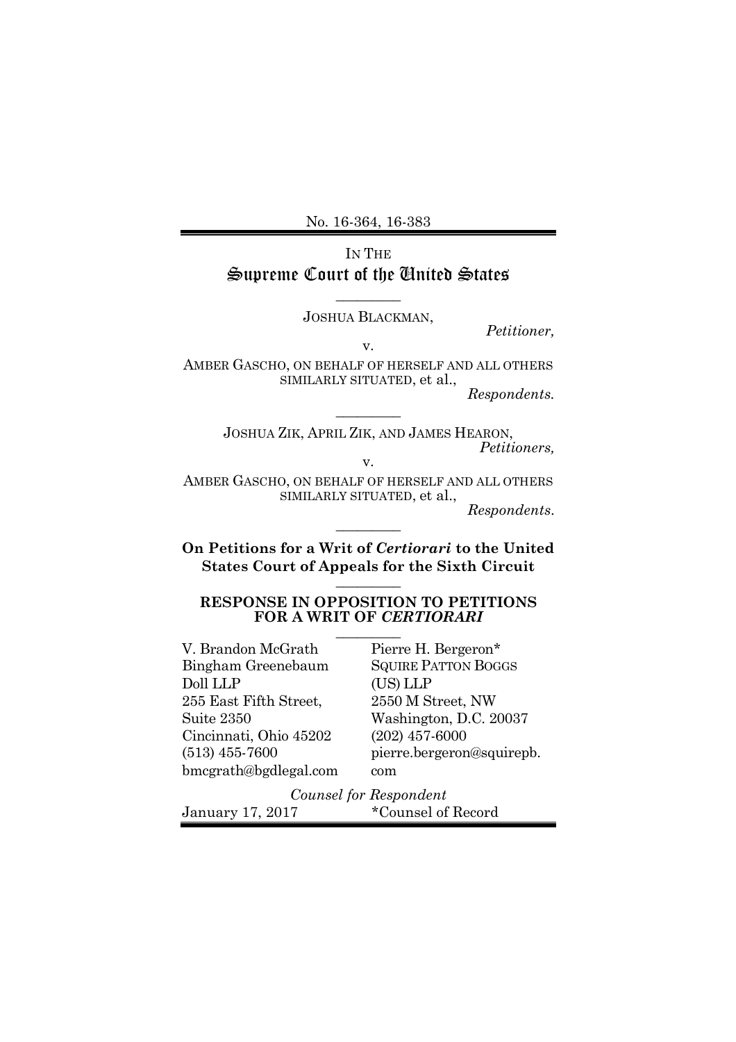No. 16-364, 16-383

IN THE

# Supreme Court of the United States

---

JOSHUA BLACKMAN,

*Petitioner,*

v.

AMBER GASCHO, ON BEHALF OF HERSELF AND ALL OTHERS SIMILARLY SITUATED, et al.,

*Respondents.*

---

JOSHUA ZIK, APRIL ZIK, AND JAMES HEARON,

*Petitioners,*

v.

AMBER GASCHO, ON BEHALF OF HERSELF AND ALL OTHERS SIMILARLY SITUATED, et al.,

*Respondents.*

---

**On Petitions for a Writ of *Certiorari* to the United States Court of Appeals for the Sixth Circuit**

---

## RESPONSE IN OPPOSITION TO PETITIONS FOR A WRIT OF *CERTIORARI*

---

V. Brandon McGrath
Bingham Greenebaum Doll LLP
255 East Fifth Street, Suite 2350
Cincinnati, Ohio 45202
(513) 455-7600
bmcgrath@bgdlegal.com

Pierre H. Bergeron*
SQUIRE PATTON BOGGS (US) LLP
2550 M Street, NW
Washington, D.C. 20037
(202) 457-6000
pierre.bergeron@squirepb.com

*Counsel for Respondent*

January 17, 2017

*Counsel of Record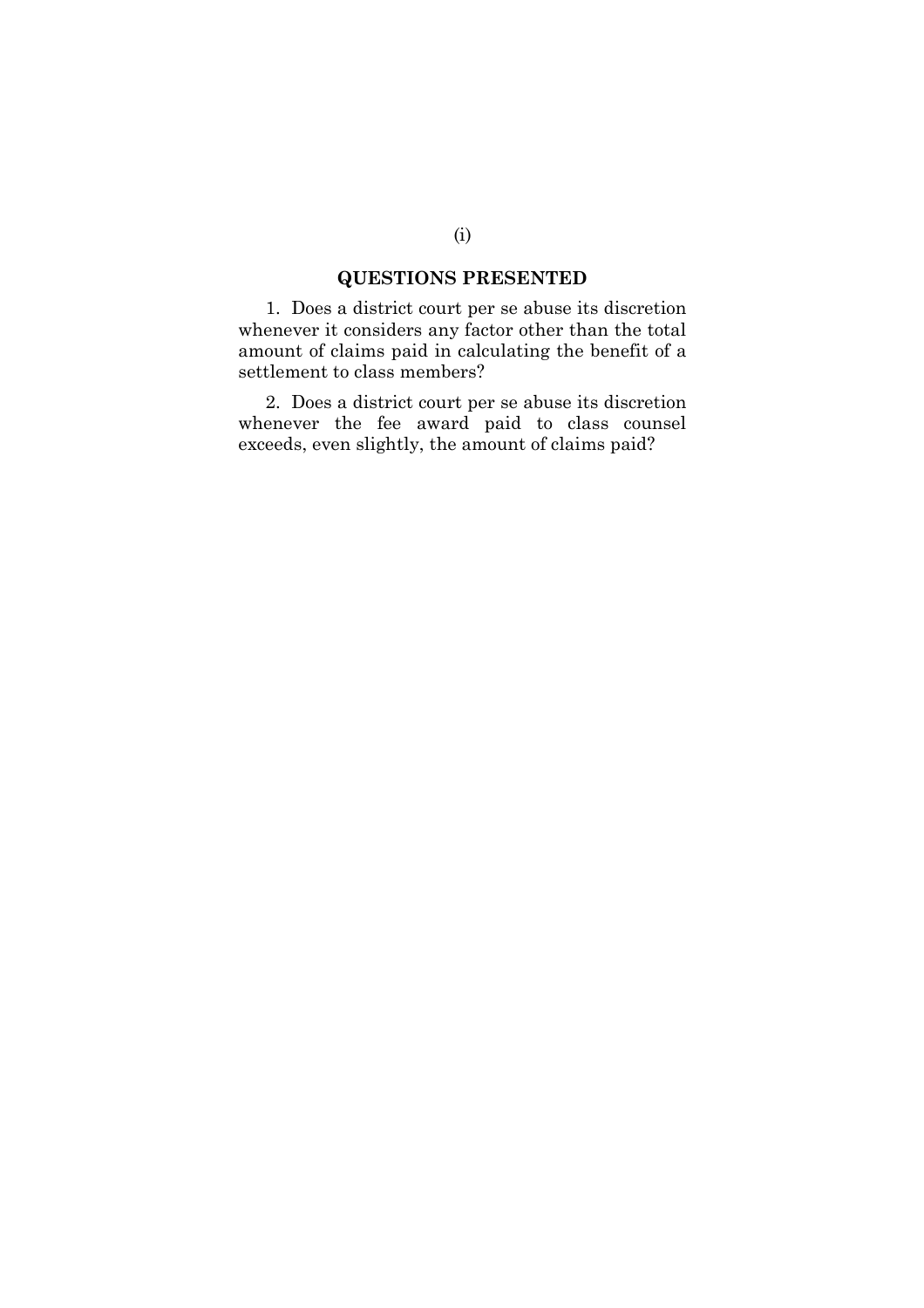## QUESTIONS PRESENTED

1. Does a district court per se abuse its discretion whenever it considers any factor other than the total amount of claims paid in calculating the benefit of a settlement to class members?

2. Does a district court per se abuse its discretion whenever the fee award paid to class counsel exceeds, even slightly, the amount of claims paid?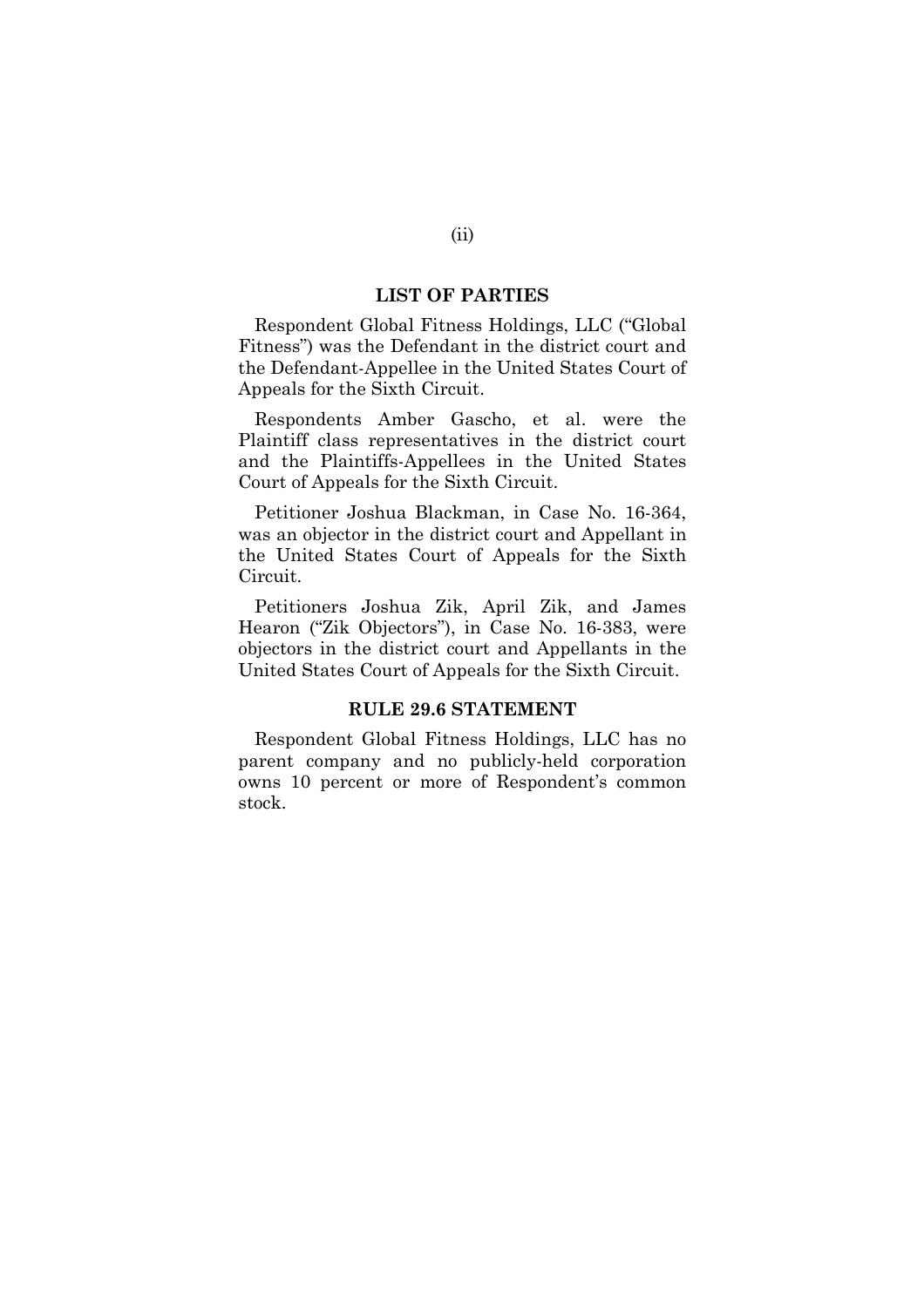## LIST OF PARTIES

Respondent Global Fitness Holdings, LLC ("Global Fitness") was the Defendant in the district court and the Defendant-Appellee in the United States Court of Appeals for the Sixth Circuit.

Respondents Amber Gascho, et al. were the Plaintiff class representatives in the district court and the Plaintiffs-Appellees in the United States Court of Appeals for the Sixth Circuit.

Petitioner Joshua Blackman, in Case No. 16-364, was an objector in the district court and Appellant in the United States Court of Appeals for the Sixth Circuit.

Petitioners Joshua Zik, April Zik, and James Hearon ("Zik Objectors"), in Case No. 16-383, were objectors in the district court and Appellants in the United States Court of Appeals for the Sixth Circuit.

## RULE 29.6 STATEMENT

Respondent Global Fitness Holdings, LLC has no parent company and no publicly-held corporation owns 10 percent or more of Respondent's common stock.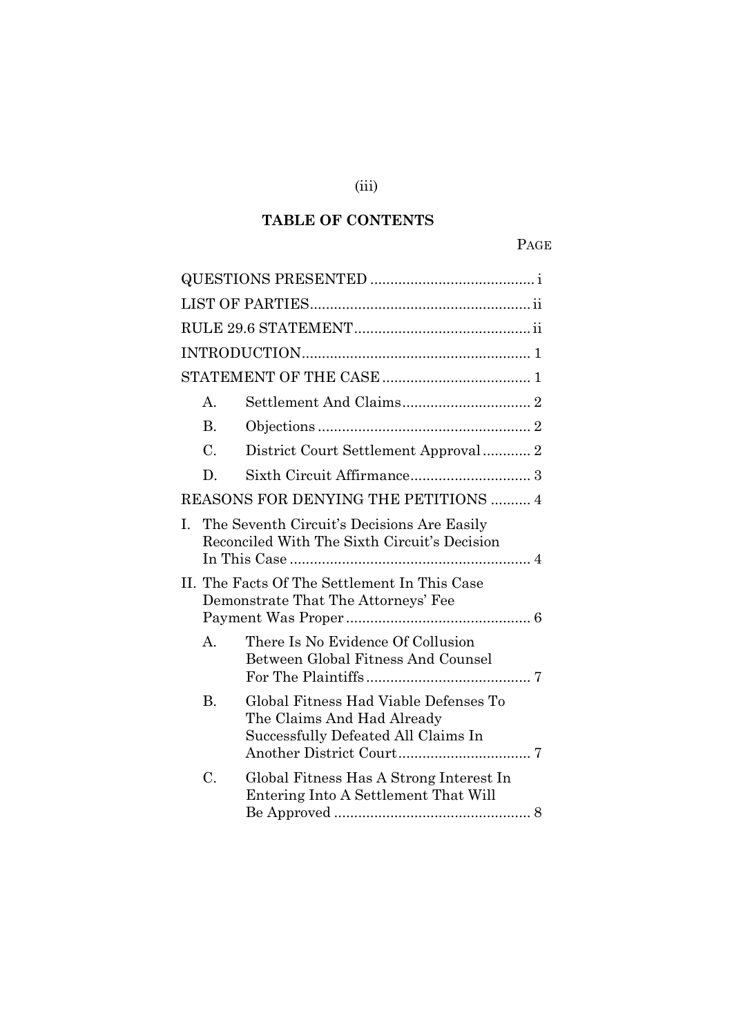## TABLE OF CONTENTS

| | | PAGE |
|---|---|---|
| QUESTIONS PRESENTED | | i |
| LIST OF PARTIES | | ii |
| RULE 29.6 STATEMENT | | ii |
| INTRODUCTION | | 1 |
| STATEMENT OF THE CASE | | 1 |
| A. | Settlement And Claims | 2 |
| B. | Objections | 2 |
| C. | District Court Settlement Approval | 2 |
| D. | Sixth Circuit Affirmance | 3 |
| REASONS FOR DENYING THE PETITIONS | | 4 |
| I. The Seventh Circuit's Decisions Are Easily Reconciled With The Sixth Circuit's Decision In This Case | | 4 |
| II. The Facts Of The Settlement In This Case Demonstrate That The Attorneys' Fee Payment Was Proper | | 6 |
| A. | There Is No Evidence Of Collusion Between Global Fitness And Counsel For The Plaintiffs | 7 |
| B. | Global Fitness Had Viable Defenses To The Claims And Had Already Successfully Defeated All Claims In Another District Court | 7 |
| C. | Global Fitness Has A Strong Interest In Entering Into A Settlement That Will Be Approved | 8 |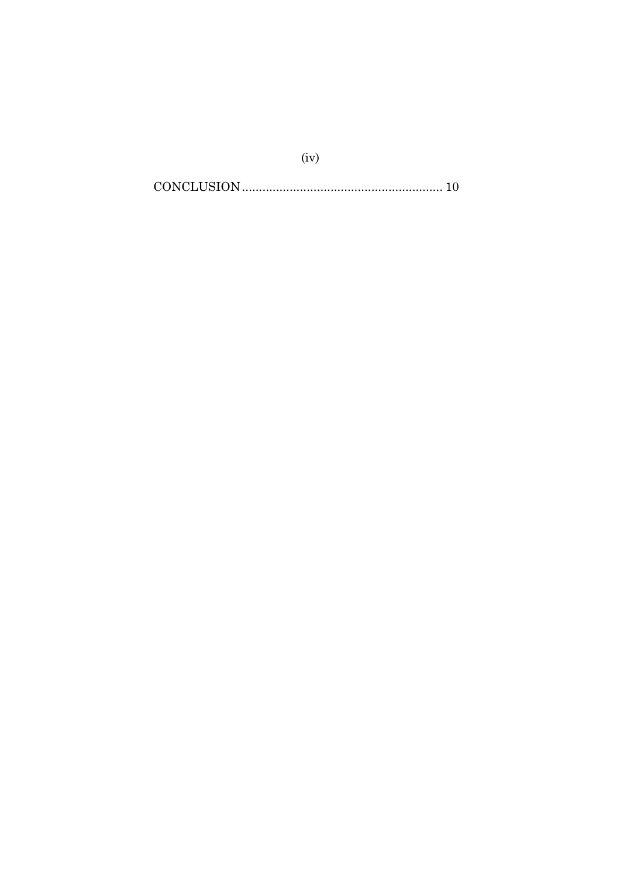CONCLUSION .......................................................... 10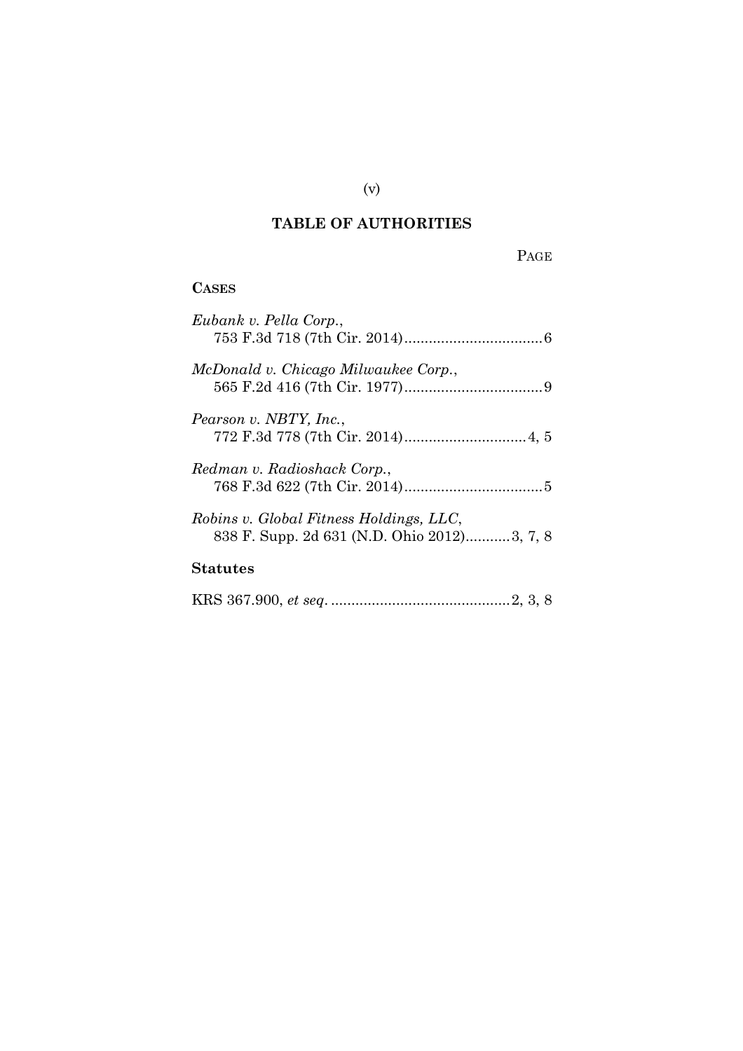## TABLE OF AUTHORITIES

PAGE

**CASES**

*Eubank v. Pella Corp.*,
753 F.3d 718 (7th Cir. 2014)..................................6

*McDonald v. Chicago Milwaukee Corp.*,
565 F.2d 416 (7th Cir. 1977)..................................9

*Pearson v. NBTY, Inc.*,
772 F.3d 778 (7th Cir. 2014)..............................4, 5

*Redman v. Radioshack Corp.*,
768 F.3d 622 (7th Cir. 2014)..................................5

*Robins v. Global Fitness Holdings, LLC*,
838 F. Supp. 2d 631 (N.D. Ohio 2012)...........3, 7, 8

**Statutes**

KRS 367.900, *et seq.* ............................................2, 3, 8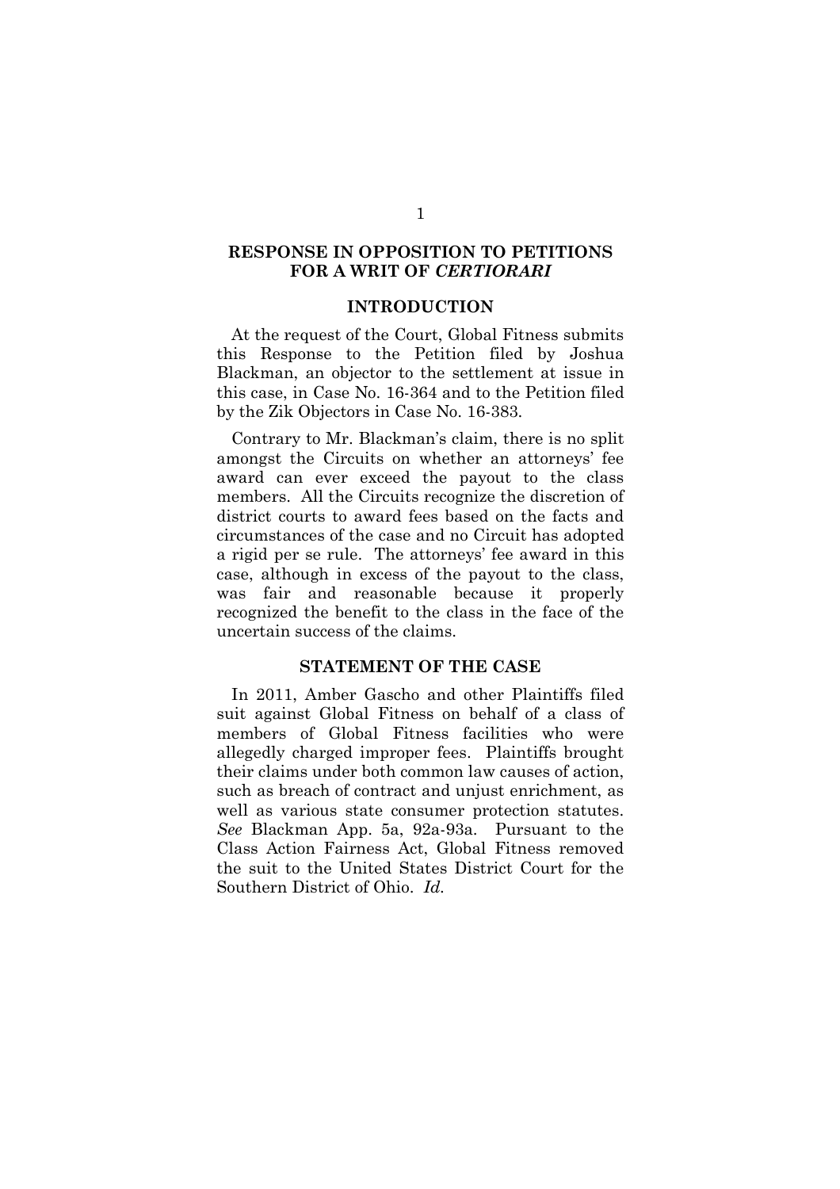## RESPONSE IN OPPOSITION TO PETITIONS FOR A WRIT OF *CERTIORARI*

### INTRODUCTION

At the request of the Court, Global Fitness submits this Response to the Petition filed by Joshua Blackman, an objector to the settlement at issue in this case, in Case No. 16-364 and to the Petition filed by the Zik Objectors in Case No. 16-383.

Contrary to Mr. Blackman's claim, there is no split amongst the Circuits on whether an attorneys' fee award can ever exceed the payout to the class members. All the Circuits recognize the discretion of district courts to award fees based on the facts and circumstances of the case and no Circuit has adopted a rigid per se rule. The attorneys' fee award in this case, although in excess of the payout to the class, was fair and reasonable because it properly recognized the benefit to the class in the face of the uncertain success of the claims.

### STATEMENT OF THE CASE

In 2011, Amber Gascho and other Plaintiffs filed suit against Global Fitness on behalf of a class of members of Global Fitness facilities who were allegedly charged improper fees. Plaintiffs brought their claims under both common law causes of action, such as breach of contract and unjust enrichment, as well as various state consumer protection statutes. *See* Blackman App. 5a, 92a-93a. Pursuant to the Class Action Fairness Act, Global Fitness removed the suit to the United States District Court for the Southern District of Ohio. *Id.*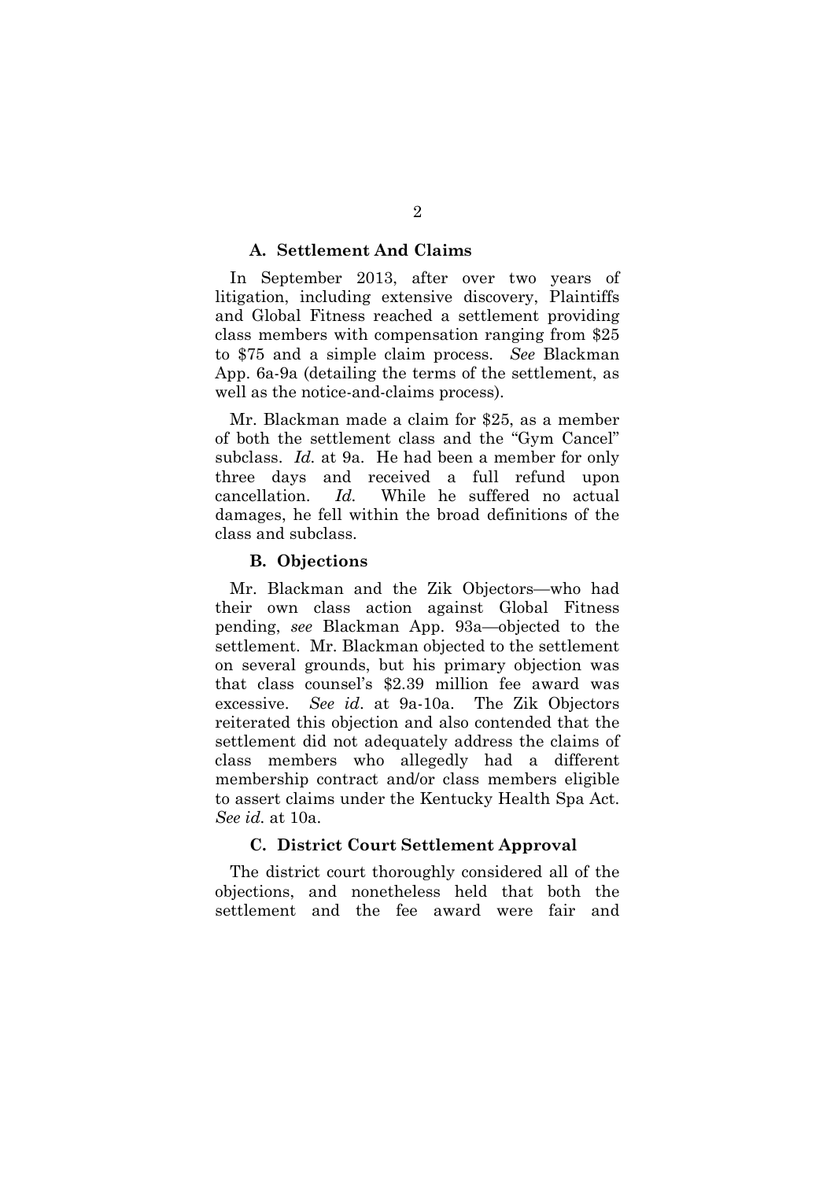### A. Settlement And Claims

In September 2013, after over two years of litigation, including extensive discovery, Plaintiffs and Global Fitness reached a settlement providing class members with compensation ranging from $25 to $75 and a simple claim process. *See* Blackman App. 6a-9a (detailing the terms of the settlement, as well as the notice-and-claims process).

Mr. Blackman made a claim for $25, as a member of both the settlement class and the "Gym Cancel" subclass. *Id.* at 9a. He had been a member for only three days and received a full refund upon cancellation. *Id.* While he suffered no actual damages, he fell within the broad definitions of the class and subclass.

### B. Objections

Mr. Blackman and the Zik Objectors—who had their own class action against Global Fitness pending, *see* Blackman App. 93a—objected to the settlement. Mr. Blackman objected to the settlement on several grounds, but his primary objection was that class counsel's $2.39 million fee award was excessive. *See id*. at 9a-10a. The Zik Objectors reiterated this objection and also contended that the settlement did not adequately address the claims of class members who allegedly had a different membership contract and/or class members eligible to assert claims under the Kentucky Health Spa Act. *See id.* at 10a.

### C. District Court Settlement Approval

The district court thoroughly considered all of the objections, and nonetheless held that both the settlement and the fee award were fair and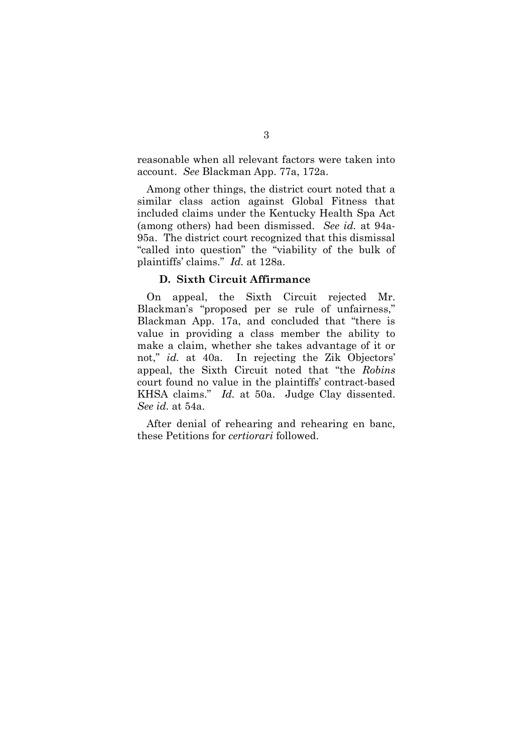reasonable when all relevant factors were taken into account. *See* Blackman App. 77a, 172a.

Among other things, the district court noted that a similar class action against Global Fitness that included claims under the Kentucky Health Spa Act (among others) had been dismissed. *See id.* at 94a-95a. The district court recognized that this dismissal "called into question" the "viability of the bulk of plaintiffs' claims." *Id.* at 128a.

### D. Sixth Circuit Affirmance

On appeal, the Sixth Circuit rejected Mr. Blackman's "proposed per se rule of unfairness," Blackman App. 17a, and concluded that "there is value in providing a class member the ability to make a claim, whether she takes advantage of it or not," *id.* at 40a. In rejecting the Zik Objectors' appeal, the Sixth Circuit noted that "the *Robins* court found no value in the plaintiffs' contract-based KHSA claims." *Id.* at 50a. Judge Clay dissented. *See id.* at 54a.

After denial of rehearing and rehearing en banc, these Petitions for *certiorari* followed.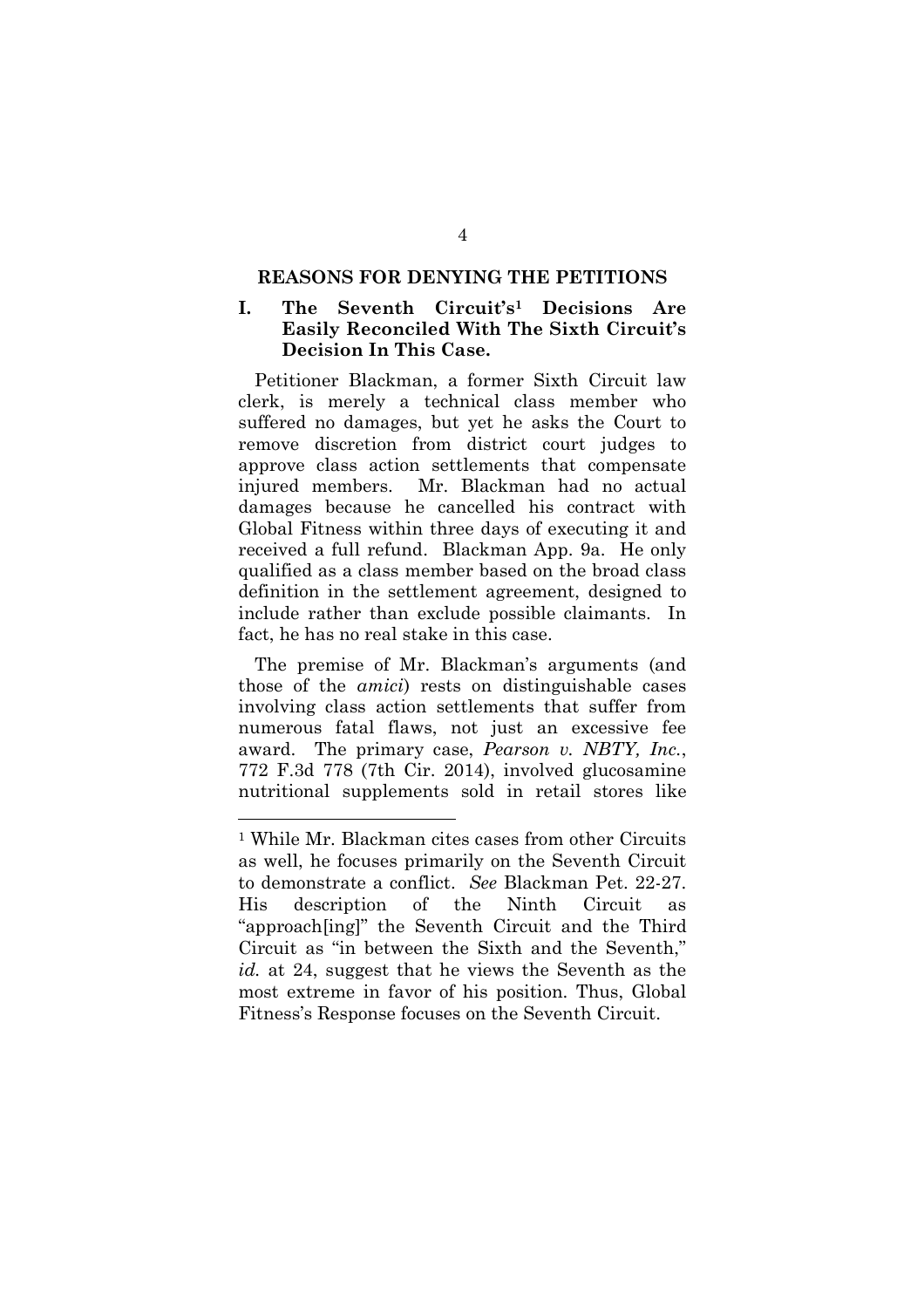## REASONS FOR DENYING THE PETITIONS

### I. The Seventh Circuit's[1] Decisions Are Easily Reconciled With The Sixth Circuit's Decision In This Case.

Petitioner Blackman, a former Sixth Circuit law clerk, is merely a technical class member who suffered no damages, but yet he asks the Court to remove discretion from district court judges to approve class action settlements that compensate injured members. Mr. Blackman had no actual damages because he cancelled his contract with Global Fitness within three days of executing it and received a full refund. Blackman App. 9a. He only qualified as a class member based on the broad class definition in the settlement agreement, designed to include rather than exclude possible claimants. In fact, he has no real stake in this case.

The premise of Mr. Blackman's arguments (and those of the *amici*) rests on distinguishable cases involving class action settlements that suffer from numerous fatal flaws, not just an excessive fee award. The primary case, *Pearson v. NBTY, Inc.*, 772 F.3d 778 (7th Cir. 2014), involved glucosamine nutritional supplements sold in retail stores like

---

[1] While Mr. Blackman cites cases from other Circuits as well, he focuses primarily on the Seventh Circuit to demonstrate a conflict. *See* Blackman Pet. 22-27. His description of the Ninth Circuit as "approach[ing]" the Seventh Circuit and the Third Circuit as "in between the Sixth and the Seventh," *id.* at 24, suggest that he views the Seventh as the most extreme in favor of his position. Thus, Global Fitness's Response focuses on the Seventh Circuit.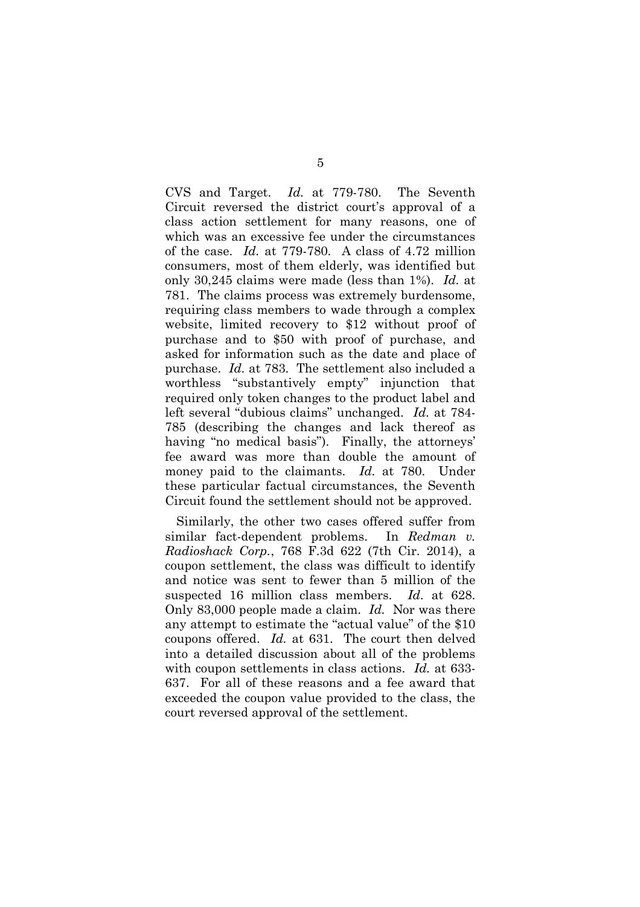CVS and Target. *Id.* at 779-780. The Seventh Circuit reversed the district court's approval of a class action settlement for many reasons, one of which was an excessive fee under the circumstances of the case. *Id.* at 779-780. A class of 4.72 million consumers, most of them elderly, was identified but only 30,245 claims were made (less than 1%). *Id.* at 781. The claims process was extremely burdensome, requiring class members to wade through a complex website, limited recovery to $12 without proof of purchase and to $50 with proof of purchase, and asked for information such as the date and place of purchase. *Id.* at 783. The settlement also included a worthless "substantively empty" injunction that required only token changes to the product label and left several "dubious claims" unchanged. *Id.* at 784-785 (describing the changes and lack thereof as having "no medical basis"). Finally, the attorneys' fee award was more than double the amount of money paid to the claimants. *Id.* at 780. Under these particular factual circumstances, the Seventh Circuit found the settlement should not be approved.

Similarly, the other two cases offered suffer from similar fact-dependent problems. In *Redman v. Radioshack Corp.*, 768 F.3d 622 (7th Cir. 2014), a coupon settlement, the class was difficult to identify and notice was sent to fewer than 5 million of the suspected 16 million class members. *Id.* at 628. Only 83,000 people made a claim. *Id.* Nor was there any attempt to estimate the "actual value" of the $10 coupons offered. *Id.* at 631. The court then delved into a detailed discussion about all of the problems with coupon settlements in class actions. *Id.* at 633-637. For all of these reasons and a fee award that exceeded the coupon value provided to the class, the court reversed approval of the settlement.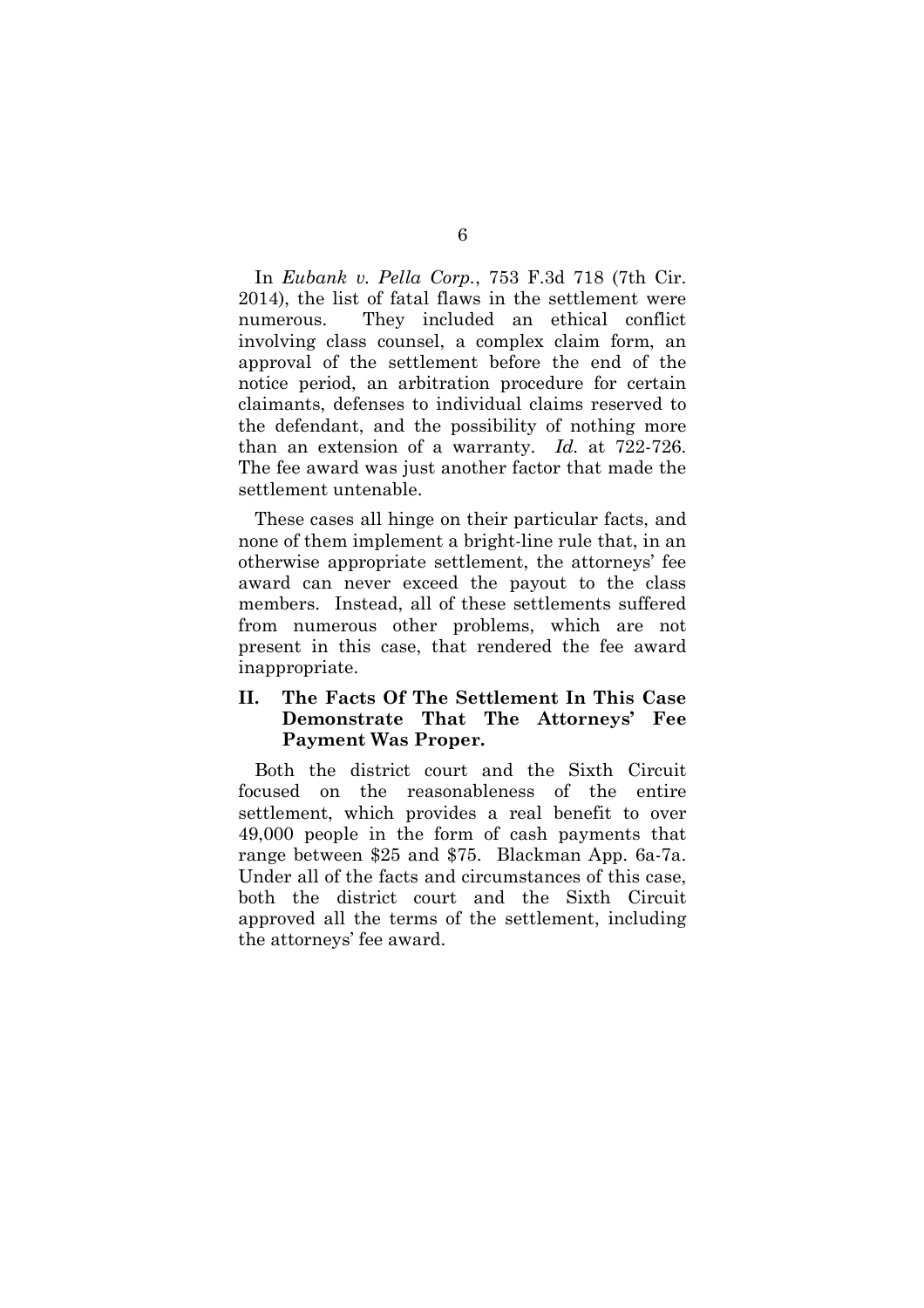In *Eubank v. Pella Corp.*, 753 F.3d 718 (7th Cir. 2014), the list of fatal flaws in the settlement were numerous. They included an ethical conflict involving class counsel, a complex claim form, an approval of the settlement before the end of the notice period, an arbitration procedure for certain claimants, defenses to individual claims reserved to the defendant, and the possibility of nothing more than an extension of a warranty. *Id.* at 722-726. The fee award was just another factor that made the settlement untenable.

These cases all hinge on their particular facts, and none of them implement a bright-line rule that, in an otherwise appropriate settlement, the attorneys' fee award can never exceed the payout to the class members. Instead, all of these settlements suffered from numerous other problems, which are not present in this case, that rendered the fee award inappropriate.

## II. The Facts Of The Settlement In This Case Demonstrate That The Attorneys' Fee Payment Was Proper.

Both the district court and the Sixth Circuit focused on the reasonableness of the entire settlement, which provides a real benefit to over 49,000 people in the form of cash payments that range between $25 and $75. Blackman App. 6a-7a. Under all of the facts and circumstances of this case, both the district court and the Sixth Circuit approved all the terms of the settlement, including the attorneys' fee award.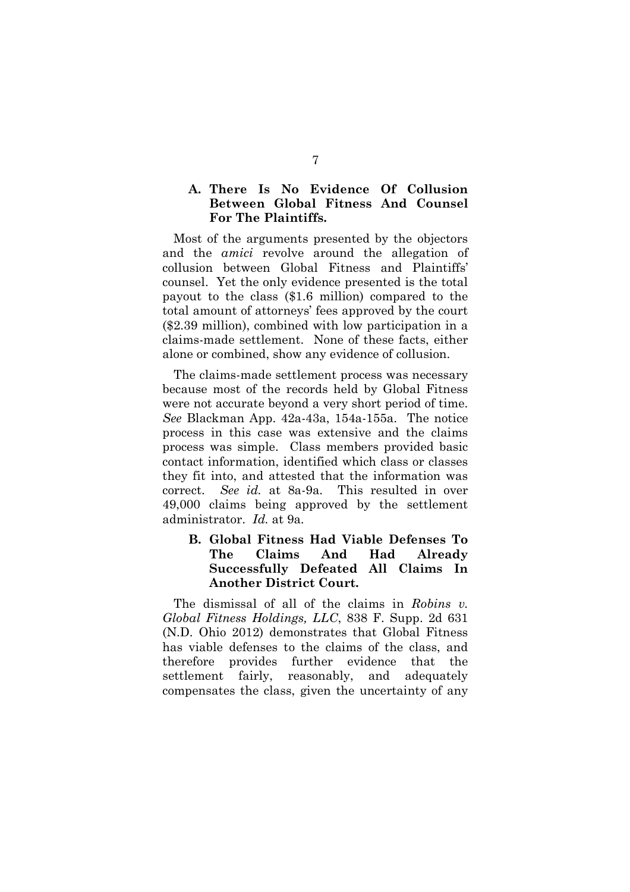### A. There Is No Evidence Of Collusion Between Global Fitness And Counsel For The Plaintiffs.

Most of the arguments presented by the objectors and the *amici* revolve around the allegation of collusion between Global Fitness and Plaintiffs' counsel. Yet the only evidence presented is the total payout to the class ($1.6 million) compared to the total amount of attorneys' fees approved by the court ($2.39 million), combined with low participation in a claims-made settlement. None of these facts, either alone or combined, show any evidence of collusion.

The claims-made settlement process was necessary because most of the records held by Global Fitness were not accurate beyond a very short period of time. *See* Blackman App. 42a-43a, 154a-155a. The notice process in this case was extensive and the claims process was simple. Class members provided basic contact information, identified which class or classes they fit into, and attested that the information was correct. *See id.* at 8a-9a. This resulted in over 49,000 claims being approved by the settlement administrator. *Id.* at 9a.

### B. Global Fitness Had Viable Defenses To The Claims And Had Already Successfully Defeated All Claims In Another District Court.

The dismissal of all of the claims in *Robins v. Global Fitness Holdings, LLC*, 838 F. Supp. 2d 631 (N.D. Ohio 2012) demonstrates that Global Fitness has viable defenses to the claims of the class, and therefore provides further evidence that the settlement fairly, reasonably, and adequately compensates the class, given the uncertainty of any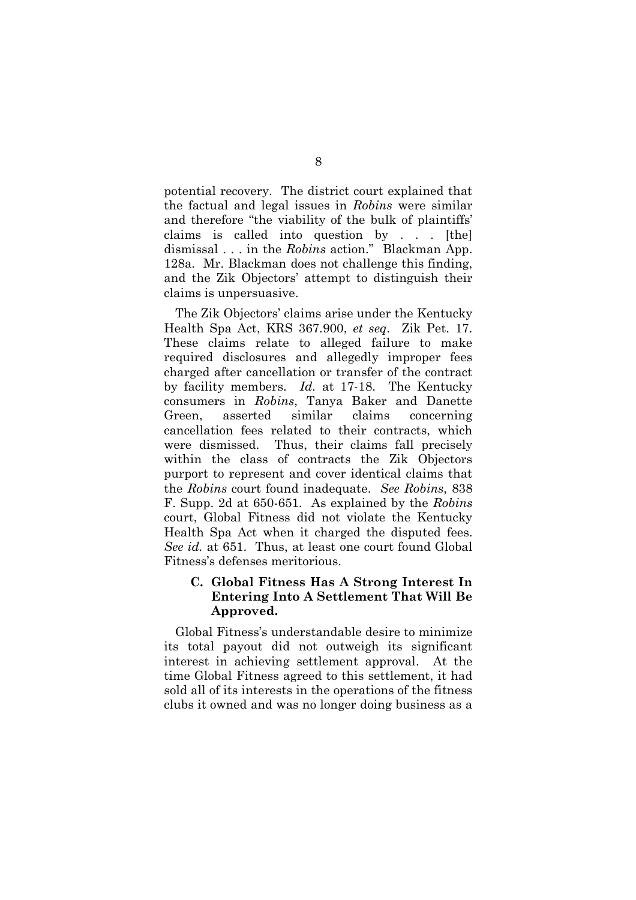potential recovery. The district court explained that the factual and legal issues in *Robins* were similar and therefore "the viability of the bulk of plaintiffs' claims is called into question by . . . [the] dismissal . . . in the *Robins* action." Blackman App. 128a. Mr. Blackman does not challenge this finding, and the Zik Objectors' attempt to distinguish their claims is unpersuasive.

The Zik Objectors' claims arise under the Kentucky Health Spa Act, KRS 367.900, *et seq*. Zik Pet. 17. These claims relate to alleged failure to make required disclosures and allegedly improper fees charged after cancellation or transfer of the contract by facility members. *Id.* at 17-18. The Kentucky consumers in *Robins*, Tanya Baker and Danette Green, asserted similar claims concerning cancellation fees related to their contracts, which were dismissed. Thus, their claims fall precisely within the class of contracts the Zik Objectors purport to represent and cover identical claims that the *Robins* court found inadequate. *See Robins*, 838 F. Supp. 2d at 650-651. As explained by the *Robins* court, Global Fitness did not violate the Kentucky Health Spa Act when it charged the disputed fees. *See id.* at 651. Thus, at least one court found Global Fitness's defenses meritorious.

### C. Global Fitness Has A Strong Interest In Entering Into A Settlement That Will Be Approved.

Global Fitness's understandable desire to minimize its total payout did not outweigh its significant interest in achieving settlement approval. At the time Global Fitness agreed to this settlement, it had sold all of its interests in the operations of the fitness clubs it owned and was no longer doing business as a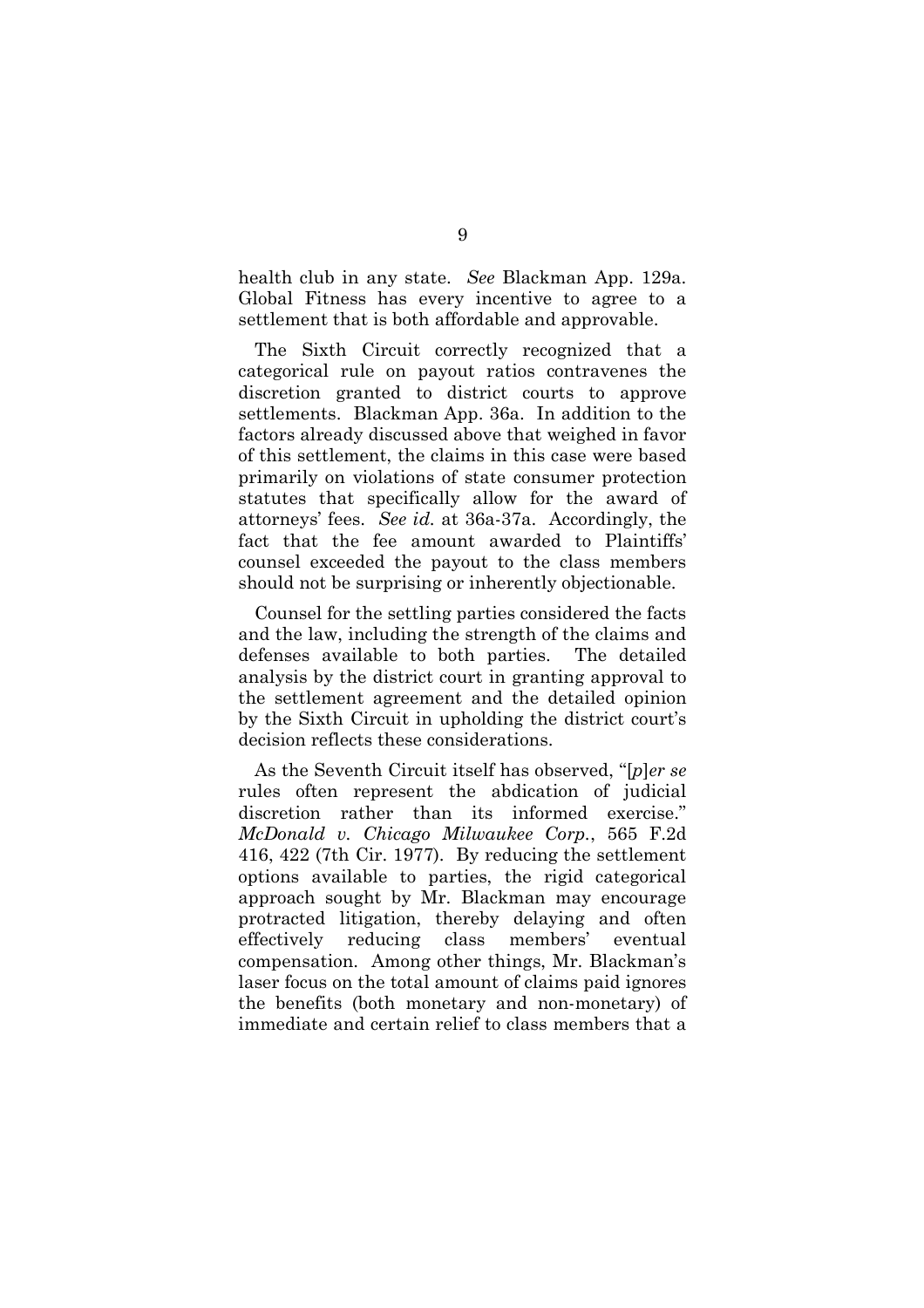health club in any state. *See* Blackman App. 129a. Global Fitness has every incentive to agree to a settlement that is both affordable and approvable.

The Sixth Circuit correctly recognized that a categorical rule on payout ratios contravenes the discretion granted to district courts to approve settlements. Blackman App. 36a. In addition to the factors already discussed above that weighed in favor of this settlement, the claims in this case were based primarily on violations of state consumer protection statutes that specifically allow for the award of attorneys' fees. *See id.* at 36a-37a. Accordingly, the fact that the fee amount awarded to Plaintiffs' counsel exceeded the payout to the class members should not be surprising or inherently objectionable.

Counsel for the settling parties considered the facts and the law, including the strength of the claims and defenses available to both parties. The detailed analysis by the district court in granting approval to the settlement agreement and the detailed opinion by the Sixth Circuit in upholding the district court's decision reflects these considerations.

As the Seventh Circuit itself has observed, "[*p*]*er se* rules often represent the abdication of judicial discretion rather than its informed exercise." *McDonald v. Chicago Milwaukee Corp.*, 565 F.2d 416, 422 (7th Cir. 1977). By reducing the settlement options available to parties, the rigid categorical approach sought by Mr. Blackman may encourage protracted litigation, thereby delaying and often effectively reducing class members' eventual compensation. Among other things, Mr. Blackman's laser focus on the total amount of claims paid ignores the benefits (both monetary and non-monetary) of immediate and certain relief to class members that a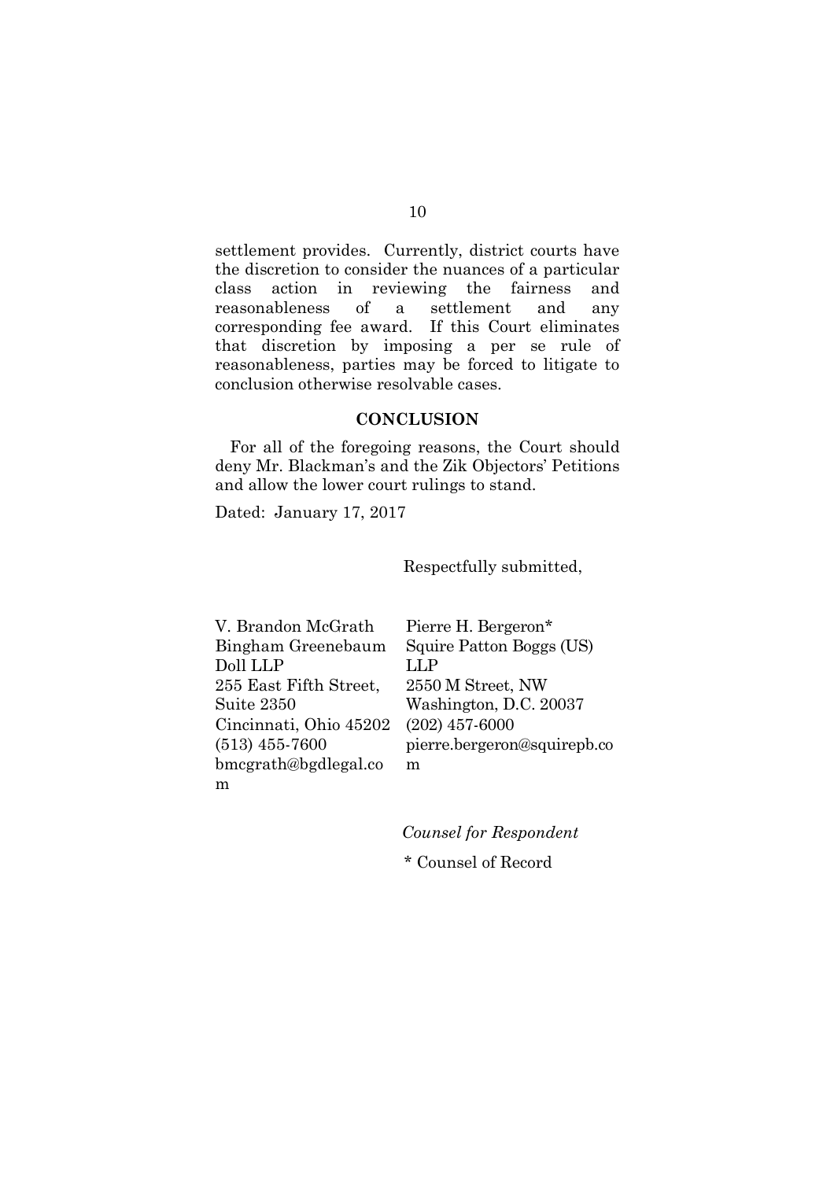settlement provides. Currently, district courts have the discretion to consider the nuances of a particular class action in reviewing the fairness and reasonableness of a settlement and any corresponding fee award. If this Court eliminates that discretion by imposing a per se rule of reasonableness, parties may be forced to litigate to conclusion otherwise resolvable cases.

## CONCLUSION

For all of the foregoing reasons, the Court should deny Mr. Blackman's and the Zik Objectors' Petitions and allow the lower court rulings to stand.

Dated: January 17, 2017

Respectfully submitted,

V. Brandon McGrath
Bingham Greenebaum Doll LLP
255 East Fifth Street, Suite 2350
Cincinnati, Ohio 45202
(513) 455-7600
bmcgrath@bgdlegal.com

Pierre H. Bergeron*
Squire Patton Boggs (US) LLP
2550 M Street, NW
Washington, D.C. 20037
(202) 457-6000
pierre.bergeron@squirepb.com

*Counsel for Respondent*

\* Counsel of Record